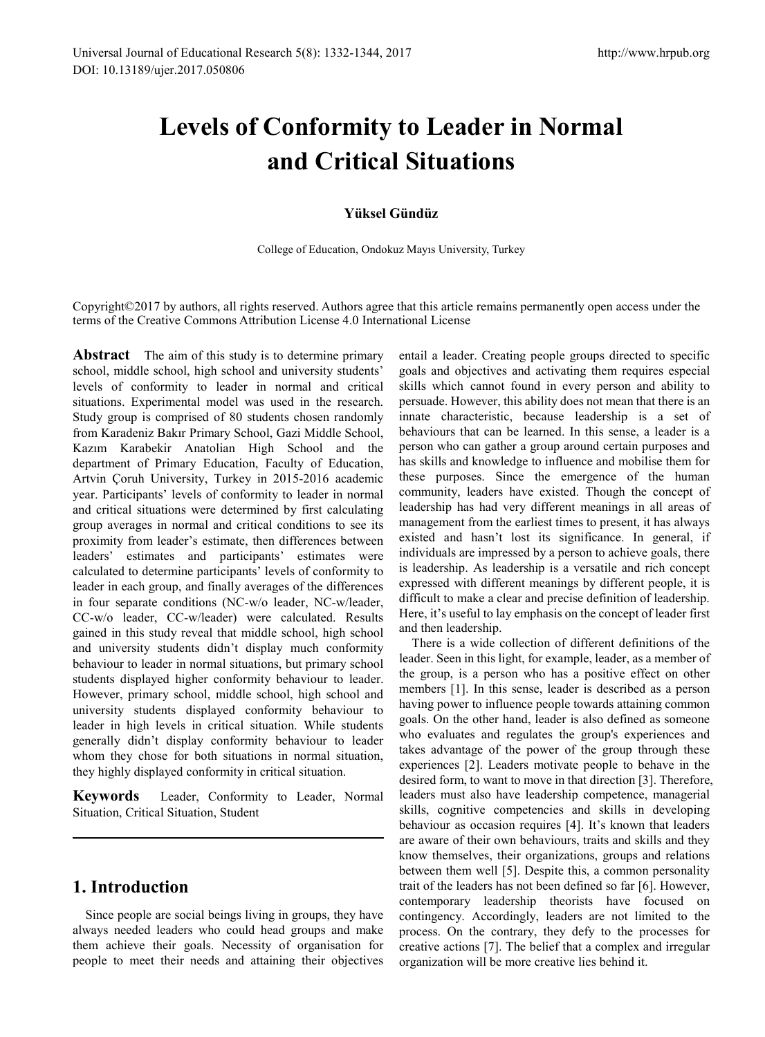# Levels of Conformity to Leader in Normal and Critical Situations

**Yüksel Gündüz**

College of Education, Ondokuz Mayıs University, Turkey

Copyright©2017 by authors, all rights reserved. Authors agree that this article remains permanently open access under the terms of the Creative Commons Attribution License 4.0 International License

**Abstract** The aim of this study is to determine primary school, middle school, high school and university students' levels of conformity to leader in normal and critical situations. Experimental model was used in the research. Study group is comprised of 80 students chosen randomly from Karadeniz Bakır Primary School, Gazi Middle School, Kazım Karabekir Anatolian High School and the department of Primary Education, Faculty of Education, Artvin Çoruh University, Turkey in 2015-2016 academic year. Participants' levels of conformity to leader in normal and critical situations were determined by first calculating group averages in normal and critical conditions to see its proximity from leader's estimate, then differences between leaders' estimates and participants' estimates were calculated to determine participants' levels of conformity to leader in each group, and finally averages of the differences in four separate conditions (NC-w/o leader, NC-w/leader, CC-w/o leader, CC-w/leader) were calculated. Results gained in this study reveal that middle school, high school and university students didn't display much conformity behaviour to leader in normal situations, but primary school students displayed higher conformity behaviour to leader. However, primary school, middle school, high school and university students displayed conformity behaviour to leader in high levels in critical situation. While students generally didn't display conformity behaviour to leader whom they chose for both situations in normal situation, they highly displayed conformity in critical situation.

**Keywords** Leader, Conformity to Leader, Normal Situation, Critical Situation, Student

## 1. Introduction

Since people are social beings living in groups, they have always needed leaders who could head groups and make them achieve their goals. Necessity of organisation for people to meet their needs and attaining their objectives entail a leader. Creating people groups directed to specific goals and objectives and activating them requires especial skills which cannot found in every person and ability to persuade. However, this ability does not mean that there is an innate characteristic, because leadership is a set of behaviours that can be learned. In this sense, a leader is a person who can gather a group around certain purposes and has skills and knowledge to influence and mobilise them for these purposes. Since the emergence of the human community, leaders have existed. Though the concept of leadership has had very different meanings in all areas of management from the earliest times to present, it has always existed and hasn't lost its significance. In general, if individuals are impressed by a person to achieve goals, there is leadership. As leadership is a versatile and rich concept expressed with different meanings by different people, it is difficult to make a clear and precise definition of leadership. Here, it's useful to lay emphasis on the concept of leader first and then leadership.

There is a wide collection of different definitions of the leader. Seen in this light, for example, leader, as a member of the group, is a person who has a positive effect on other members [1]. In this sense, leader is described as a person having power to influence people towards common goals. On the other hand, leader is also defined as someone who evaluates and regulates the group's experiences and takes advantage of the power of the group through these experiences [2]. Leaders motivate people to behave in the desired form, to want to move in that direction [3]. Therefore, leaders must also have leadership competence, managerial skills, cognitive competencies and skills in developing behaviour as occasion requires [4]. It's known that leaders are aware of their own behaviours, traits and skills and they know themselves, their organizations, groups and relations between them well [5]. Despite this, a common personality trait of the leaders has not been defined so far [6]. However, contemporary leadership theorists have focused on contingency. Accordingly, leaders are not limited to the process. On the contrary, they defy to the processes for creative actions [7]. The belief that a complex and irregular organization will be more creative lies behind it.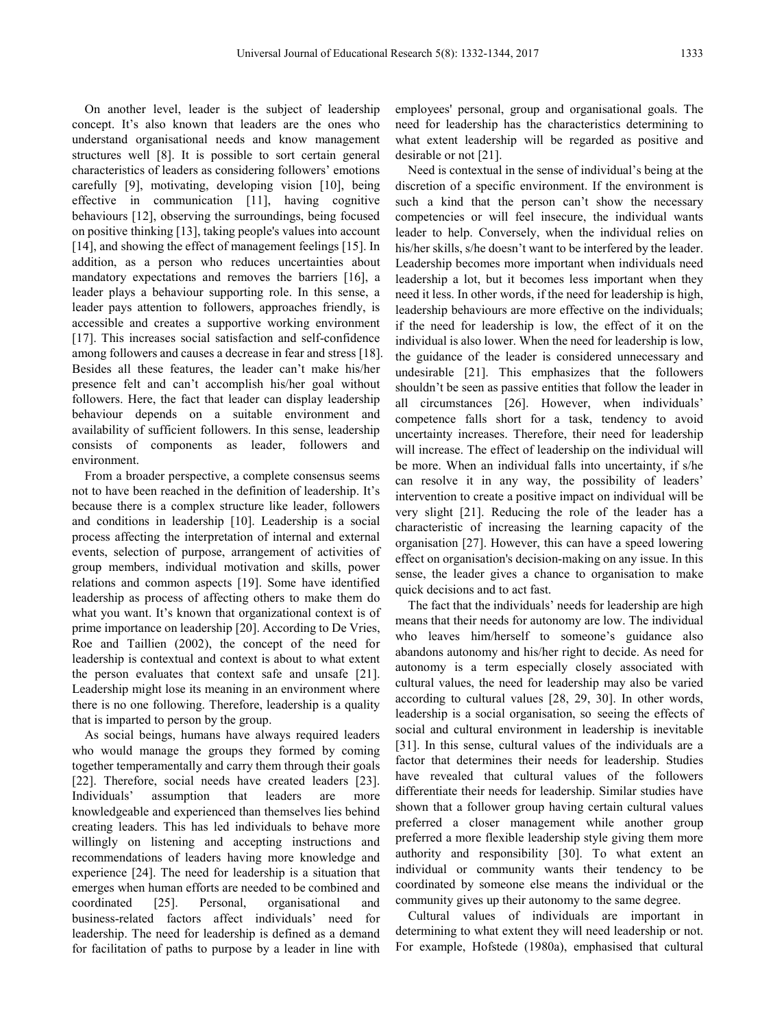On another level, leader is the subject of leadership concept. It's also known that leaders are the ones who understand organisational needs and know management structures well [8]. It is possible to sort certain general characteristics of leaders as considering followers' emotions carefully [9], motivating, developing vision [10], being effective in communication [11], having cognitive behaviours [12], observing the surroundings, being focused on positive thinking [13], taking people's values into account [14], and showing the effect of management feelings [15]. In addition, as a person who reduces uncertainties about mandatory expectations and removes the barriers [16], a leader plays a behaviour supporting role. In this sense, a leader pays attention to followers, approaches friendly, is accessible and creates a supportive working environment [17]. This increases social satisfaction and self-confidence among followers and causes a decrease in fear and stress [18]. Besides all these features, the leader can't make his/her presence felt and can't accomplish his/her goal without followers. Here, the fact that leader can display leadership behaviour depends on a suitable environment and availability of sufficient followers. In this sense, leadership consists of components as leader, followers and environment.

From a broader perspective, a complete consensus seems not to have been reached in the definition of leadership. It's because there is a complex structure like leader, followers and conditions in leadership [10]. Leadership is a social process affecting the interpretation of internal and external events, selection of purpose, arrangement of activities of group members, individual motivation and skills, power relations and common aspects [19]. Some have identified leadership as process of affecting others to make them do what you want. It's known that organizational context is of prime importance on leadership [20]. According to De Vries, Roe and Taillien (2002), the concept of the need for leadership is contextual and context is about to what extent the person evaluates that context safe and unsafe [21]. Leadership might lose its meaning in an environment where there is no one following. Therefore, leadership is a quality that is imparted to person by the group.

As social beings, humans have always required leaders who would manage the groups they formed by coming together temperamentally and carry them through their goals [22]. Therefore, social needs have created leaders [23]. Individuals' assumption that leaders are more knowledgeable and experienced than themselves lies behind creating leaders. This has led individuals to behave more willingly on listening and accepting instructions and recommendations of leaders having more knowledge and experience [24]. The need for leadership is a situation that emerges when human efforts are needed to be combined and coordinated [25]. Personal, organisational and business-related factors affect individuals' need for leadership. The need for leadership is defined as a demand for facilitation of paths to purpose by a leader in line with employees' personal, group and organisational goals. The need for leadership has the characteristics determining to what extent leadership will be regarded as positive and desirable or not [21].

Need is contextual in the sense of individual's being at the discretion of a specific environment. If the environment is such a kind that the person can't show the necessary competencies or will feel insecure, the individual wants leader to help. Conversely, when the individual relies on his/her skills, s/he doesn't want to be interfered by the leader. Leadership becomes more important when individuals need leadership a lot, but it becomes less important when they need it less. In other words, if the need for leadership is high, leadership behaviours are more effective on the individuals; if the need for leadership is low, the effect of it on the individual is also lower. When the need for leadership is low, the guidance of the leader is considered unnecessary and undesirable [21]. This emphasizes that the followers shouldn't be seen as passive entities that follow the leader in all circumstances [26]. However, when individuals' competence falls short for a task, tendency to avoid uncertainty increases. Therefore, their need for leadership will increase. The effect of leadership on the individual will be more. When an individual falls into uncertainty, if s/he can resolve it in any way, the possibility of leaders' intervention to create a positive impact on individual will be very slight [21]. Reducing the role of the leader has a characteristic of increasing the learning capacity of the organisation [27]. However, this can have a speed lowering effect on organisation's decision-making on any issue. In this sense, the leader gives a chance to organisation to make quick decisions and to act fast.

The fact that the individuals' needs for leadership are high means that their needs for autonomy are low. The individual who leaves him/herself to someone's guidance also abandons autonomy and his/her right to decide. As need for autonomy is a term especially closely associated with cultural values, the need for leadership may also be varied according to cultural values [28, 29, 30]. In other words, leadership is a social organisation, so seeing the effects of social and cultural environment in leadership is inevitable [31]. In this sense, cultural values of the individuals are a factor that determines their needs for leadership. Studies have revealed that cultural values of the followers differentiate their needs for leadership. Similar studies have shown that a follower group having certain cultural values preferred a closer management while another group preferred a more flexible leadership style giving them more authority and responsibility [30]. To what extent an individual or community wants their tendency to be coordinated by someone else means the individual or the community gives up their autonomy to the same degree.

Cultural values of individuals are important in determining to what extent they will need leadership or not. For example, Hofstede (1980a), emphasised that cultural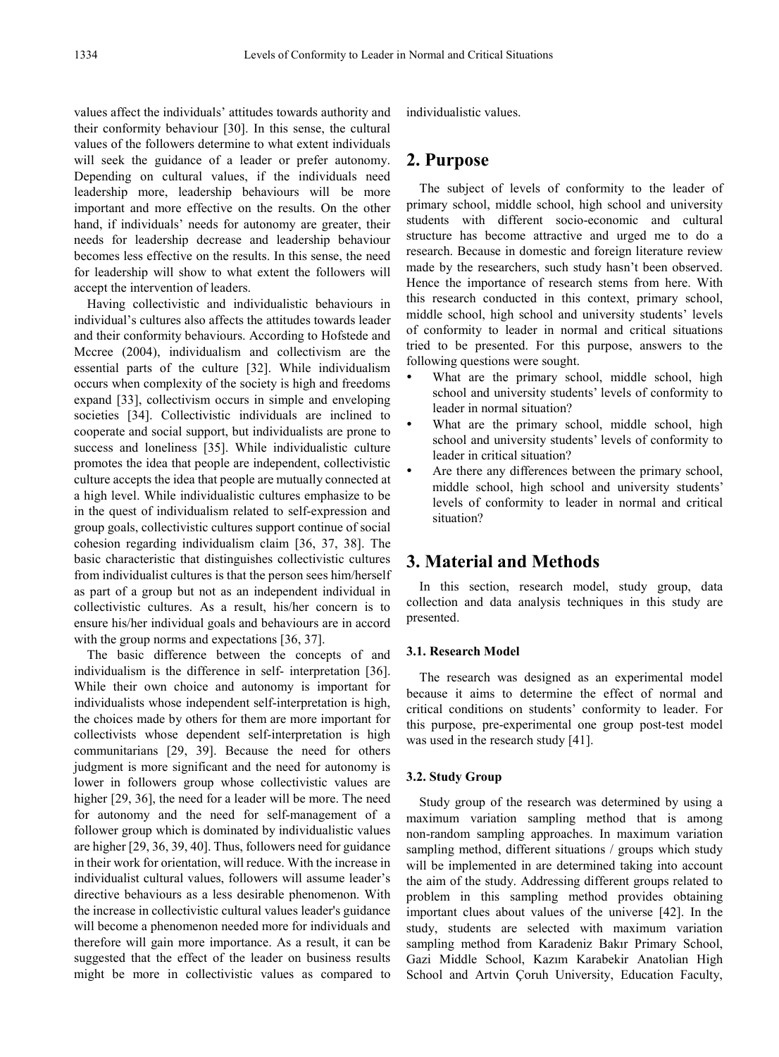values affect the individuals' attitudes towards authority and their conformity behaviour [30]. In this sense, the cultural values of the followers determine to what extent individuals will seek the guidance of a leader or prefer autonomy. Depending on cultural values, if the individuals need leadership more, leadership behaviours will be more important and more effective on the results. On the other hand, if individuals' needs for autonomy are greater, their needs for leadership decrease and leadership behaviour becomes less effective on the results. In this sense, the need for leadership will show to what extent the followers will accept the intervention of leaders.

Having collectivistic and individualistic behaviours in individual's cultures also affects the attitudes towards leader and their conformity behaviours. According to Hofstede and Mccree (2004), individualism and collectivism are the essential parts of the culture [32]. While individualism occurs when complexity of the society is high and freedoms expand [33], collectivism occurs in simple and enveloping societies [34]. Collectivistic individuals are inclined to cooperate and social support, but individualists are prone to success and loneliness [35]. While individualistic culture promotes the idea that people are independent, collectivistic culture accepts the idea that people are mutually connected at a high level. While individualistic cultures emphasize to be in the quest of individualism related to self-expression and group goals, collectivistic cultures support continue of social cohesion regarding individualism claim [36, 37, 38]. The basic characteristic that distinguishes collectivistic cultures from individualist cultures is that the person sees him/herself as part of a group but not as an independent individual in collectivistic cultures. As a result, his/her concern is to ensure his/her individual goals and behaviours are in accord with the group norms and expectations [36, 37].

The basic difference between the concepts of and individualism is the difference in self- interpretation [36]. While their own choice and autonomy is important for individualists whose independent self-interpretation is high, the choices made by others for them are more important for collectivists whose dependent self-interpretation is high communitarians [29, 39]. Because the need for others judgment is more significant and the need for autonomy is lower in followers group whose collectivistic values are higher [29, 36], the need for a leader will be more. The need for autonomy and the need for self-management of a follower group which is dominated by individualistic values are higher [29, 36, 39, 40]. Thus, followers need for guidance in their work for orientation, will reduce. With the increase in individualist cultural values, followers will assume leader's directive behaviours as a less desirable phenomenon. With the increase in collectivistic cultural values leader's guidance will become a phenomenon needed more for individuals and therefore will gain more importance. As a result, it can be suggested that the effect of the leader on business results might be more in collectivistic values as compared to individualistic values.

## 2. Purpose

The subject of levels of conformity to the leader of primary school, middle school, high school and university students with different socio-economic and cultural structure has become attractive and urged me to do a research. Because in domestic and foreign literature review made by the researchers, such study hasn't been observed. Hence the importance of research stems from here. With this research conducted in this context, primary school, middle school, high school and university students' levels of conformity to leader in normal and critical situations tried to be presented. For this purpose, answers to the following questions were sought.

- What are the primary school, middle school, high school and university students' levels of conformity to leader in normal situation?
- What are the primary school, middle school, high school and university students' levels of conformity to leader in critical situation?
- Are there any differences between the primary school, middle school, high school and university students' levels of conformity to leader in normal and critical situation?

## 3. Material and Methods

In this section, research model, study group, data collection and data analysis techniques in this study are presented.

### 3.1. Research Model

The research was designed as an experimental model because it aims to determine the effect of normal and critical conditions on students' conformity to leader. For this purpose, pre-experimental one group post-test model was used in the research study [41].

### 3.2. Study Group

Study group of the research was determined by using a maximum variation sampling method that is among non-random sampling approaches. In maximum variation sampling method, different situations / groups which study will be implemented in are determined taking into account the aim of the study. Addressing different groups related to problem in this sampling method provides obtaining important clues about values of the universe [42]. In the study, students are selected with maximum variation sampling method from Karadeniz Bakır Primary School, Gazi Middle School, Kazım Karabekir Anatolian High School and Artvin Çoruh University, Education Faculty,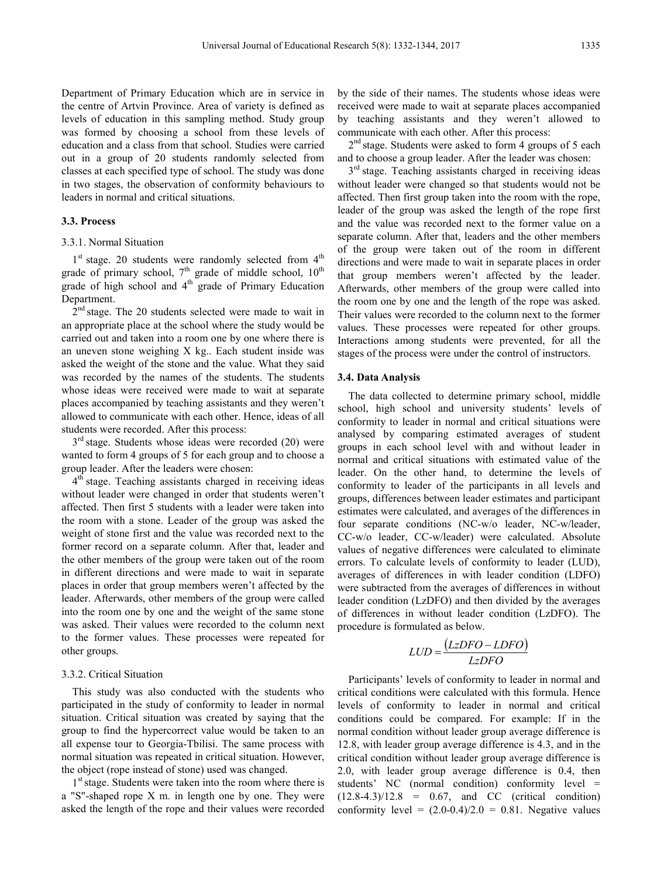Department of Primary Education which are in service in the centre of Artvin Province. Area of variety is defined as levels of education in this sampling method. Study group was formed by choosing a school from these levels of education and a class from that school. Studies were carried out in a group of 20 students randomly selected from classes at each specified type of school. The study was done in two stages, the observation of conformity behaviours to leaders in normal and critical situations.

### 3.3. Process

#### 3.3.1. Normal Situation

1st stage. 20 students were randomly selected from 4th grade of primary school, 7th grade of middle school, 10th grade of high school and 4th grade of Primary Education Department.

2nd stage. The 20 students selected were made to wait in an appropriate place at the school where the study would be carried out and taken into a room one by one where there is an uneven stone weighing X kg.. Each student inside was asked the weight of the stone and the value. What they said was recorded by the names of the students. The students whose ideas were received were made to wait at separate places accompanied by teaching assistants and they weren't allowed to communicate with each other. Hence, ideas of all students were recorded. After this process:

3rd stage. Students whose ideas were recorded (20) were wanted to form 4 groups of 5 for each group and to choose a group leader. After the leaders were chosen:

4th stage. Teaching assistants charged in receiving ideas without leader were changed in order that students weren't affected. Then first 5 students with a leader were taken into the room with a stone. Leader of the group was asked the weight of stone first and the value was recorded next to the former record on a separate column. After that, leader and the other members of the group were taken out of the room in different directions and were made to wait in separate places in order that group members weren't affected by the leader. Afterwards, other members of the group were called into the room one by one and the weight of the same stone was asked. Their values were recorded to the column next to the former values. These processes were repeated for other groups.

#### 3.3.2. Critical Situation

This study was also conducted with the students who participated in the study of conformity to leader in normal situation. Critical situation was created by saying that the group to find the hypercorrect value would be taken to an all expense tour to Georgia-Tbilisi. The same process with normal situation was repeated in critical situation. However, the object (rope instead of stone) used was changed.

1st stage. Students were taken into the room where there is a "S"-shaped rope X m. in length one by one. They were asked the length of the rope and their values were recorded by the side of their names. The students whose ideas were received were made to wait at separate places accompanied by teaching assistants and they weren't allowed to communicate with each other. After this process:

2nd stage. Students were asked to form 4 groups of 5 each and to choose a group leader. After the leader was chosen:

3rd stage. Teaching assistants charged in receiving ideas without leader were changed so that students would not be affected. Then first group taken into the room with the rope, leader of the group was asked the length of the rope first and the value was recorded next to the former value on a separate column. After that, leaders and the other members of the group were taken out of the room in different directions and were made to wait in separate places in order that group members weren't affected by the leader. Afterwards, other members of the group were called into the room one by one and the length of the rope was asked. Their values were recorded to the column next to the former values. These processes were repeated for other groups. Interactions among students were prevented, for all the stages of the process were under the control of instructors.

### 3.4. Data Analysis

The data collected to determine primary school, middle school, high school and university students' levels of conformity to leader in normal and critical situations were analysed by comparing estimated averages of student groups in each school level with and without leader in normal and critical situations with estimated value of the leader. On the other hand, to determine the levels of conformity to leader of the participants in all levels and groups, differences between leader estimates and participant estimates were calculated, and averages of the differences in four separate conditions (NC-w/o leader, NC-w/leader, CC-w/o leader, CC-w/leader) were calculated. Absolute values of negative differences were calculated to eliminate errors. To calculate levels of conformity to leader (LUD), averages of differences in with leader condition (LDFO) were subtracted from the averages of differences in without leader condition (LzDFO) and then divided by the averages of differences in without leader condition (LzDFO). The procedure is formulated as below.

$$LUD = \frac{(LzDFO - LDFO)}{LzDFO}$$

Participants' levels of conformity to leader in normal and critical conditions were calculated with this formula. Hence levels of conformity to leader in normal and critical conditions could be compared. For example: If in the normal condition without leader group average difference is 12.8, with leader group average difference is 4.3, and in the critical condition without leader group average difference is 2.0, with leader group average difference is 0.4, then students' NC (normal condition) conformity level = (12.8-4.3)/12.8 = 0.67, and CC (critical condition) conformity level = (2.0-0.4)/2.0 = 0.81. Negative values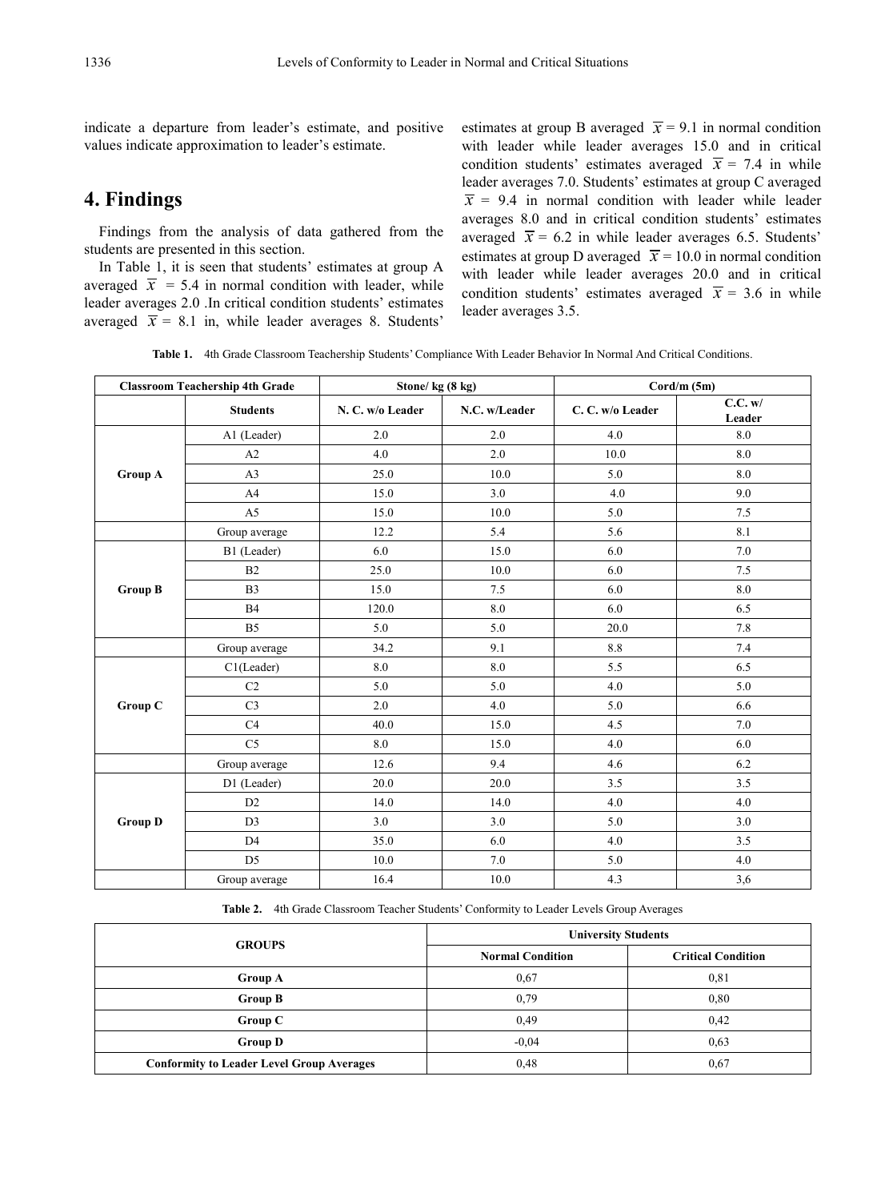indicate a departure from leader's estimate, and positive values indicate approximation to leader's estimate.

# 4. Findings

Findings from the analysis of data gathered from the students are presented in this section.

In Table 1, it is seen that students' estimates at group A averaged $\overline{x}$ = 5.4 in normal condition with leader, while leader averages 2.0 .In critical condition students' estimates averaged $\overline{x}$ = 8.1 in, while leader averages 8. Students' estimates at group B averaged $\overline{x}$ = 9.1 in normal condition with leader while leader averages 15.0 and in critical condition students' estimates averaged $\overline{x}$ = 7.4 in while leader averages 7.0. Students' estimates at group C averaged $\overline{x}$ = 9.4 in normal condition with leader while leader averages 8.0 and in critical condition students' estimates averaged $\overline{x}$ = 6.2 in while leader averages 6.5. Students' estimates at group D averaged $\overline{x}$ = 10.0 in normal condition with leader while leader averages 20.0 and in critical condition students' estimates averaged $\overline{x}$ = 3.6 in while leader averages 3.5.

**Table 1.** 4th Grade Classroom Teachership Students' Compliance With Leader Behavior In Normal And Critical Conditions.

| Classroom Teachership 4th Grade | | Stone/ kg (8 kg) | | Cord/m (5m) | |
|---|---|---|---|---|---|
| | **Students** | **N. C. w/o Leader** | **N.C. w/Leader** | **C. C. w/o Leader** | **C.C. w/ Leader** |
| **Group A** | A1 (Leader) | 2.0 | 2.0 | 4.0 | 8.0 |
| | A2 | 4.0 | 2.0 | 10.0 | 8.0 |
| | A3 | 25.0 | 10.0 | 5.0 | 8.0 |
| | A4 | 15.0 | 3.0 | 4.0 | 9.0 |
| | A5 | 15.0 | 10.0 | 5.0 | 7.5 |
| | Group average | 12.2 | 5.4 | 5.6 | 8.1 |
| **Group B** | B1 (Leader) | 6.0 | 15.0 | 6.0 | 7.0 |
| | B2 | 25.0 | 10.0 | 6.0 | 7.5 |
| | B3 | 15.0 | 7.5 | 6.0 | 8.0 |
| | B4 | 120.0 | 8.0 | 6.0 | 6.5 |
| | B5 | 5.0 | 5.0 | 20.0 | 7.8 |
| | Group average | 34.2 | 9.1 | 8.8 | 7.4 |
| **Group C** | C1(Leader) | 8.0 | 8.0 | 5.5 | 6.5 |
| | C2 | 5.0 | 5.0 | 4.0 | 5.0 |
| | C3 | 2.0 | 4.0 | 5.0 | 6.6 |
| | C4 | 40.0 | 15.0 | 4.5 | 7.0 |
| | C5 | 8.0 | 15.0 | 4.0 | 6.0 |
| | Group average | 12.6 | 9.4 | 4.6 | 6.2 |
| **Group D** | D1 (Leader) | 20.0 | 20.0 | 3.5 | 3.5 |
| | D2 | 14.0 | 14.0 | 4.0 | 4.0 |
| | D3 | 3.0 | 3.0 | 5.0 | 3.0 |
| | D4 | 35.0 | 6.0 | 4.0 | 3.5 |
| | D5 | 10.0 | 7.0 | 5.0 | 4.0 |
| | Group average | 16.4 | 10.0 | 4.3 | 3,6 |

**Table 2.** 4th Grade Classroom Teacher Students' Conformity to Leader Levels Group Averages

| GROUPS | University Students | |
|---|---|---|
| | **Normal Condition** | **Critical Condition** |
| **Group A** | 0,67 | 0,81 |
| **Group B** | 0,79 | 0,80 |
| **Group C** | 0,49 | 0,42 |
| **Group D** | -0,04 | 0,63 |
| **Conformity to Leader Level Group Averages** | 0,48 | 0,67 |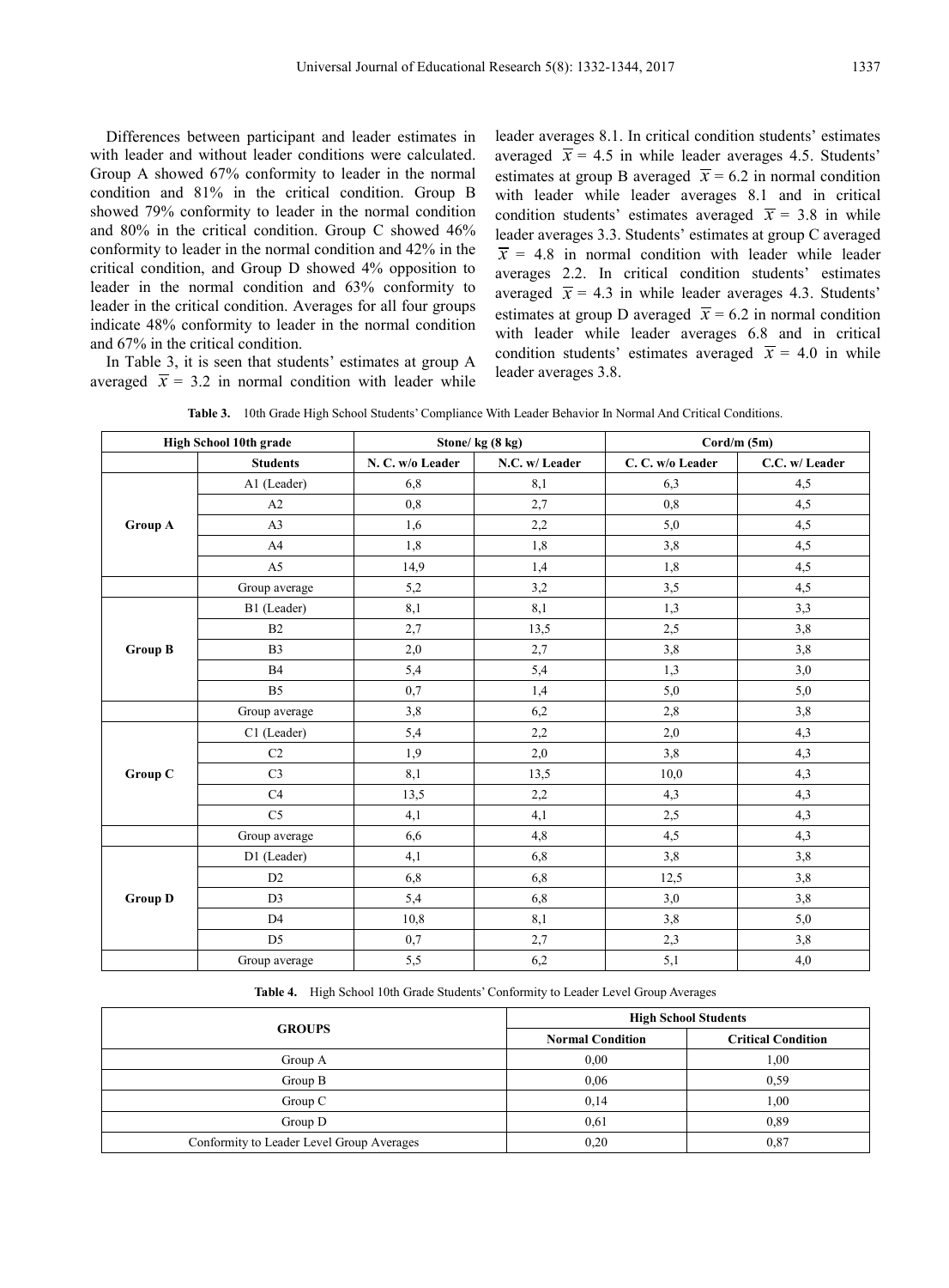Differences between participant and leader estimates in with leader and without leader conditions were calculated. Group A showed 67% conformity to leader in the normal condition and 81% in the critical condition. Group B showed 79% conformity to leader in the normal condition and 80% in the critical condition. Group C showed 46% conformity to leader in the normal condition and 42% in the critical condition, and Group D showed 4% opposition to leader in the normal condition and 63% conformity to leader in the critical condition. Averages for all four groups indicate 48% conformity to leader in the normal condition and 67% in the critical condition.

In Table 3, it is seen that students' estimates at group A averaged $\overline{x}$ = 3.2 in normal condition with leader while leader averages 8.1. In critical condition students' estimates averaged $\overline{x}$ = 4.5 in while leader averages 4.5. Students' estimates at group B averaged $\overline{x}$ = 6.2 in normal condition with leader while leader averages 8.1 and in critical condition students' estimates averaged $\overline{x}$ = 3.8 in while leader averages 3.3. Students' estimates at group C averaged $\overline{x}$ = 4.8 in normal condition with leader while leader averages 2.2. In critical condition students' estimates averaged $\overline{x}$ = 4.3 in while leader averages 4.3. Students' estimates at group D averaged $\overline{x}$ = 6.2 in normal condition with leader while leader averages 6.8 and in critical condition students' estimates averaged $\overline{x}$ = 4.0 in while leader averages 3.8.

**Table 3.** 10th Grade High School Students' Compliance With Leader Behavior In Normal And Critical Conditions.

| High School 10th grade | | Stone/ kg (8 kg) | | Cord/m (5m) | |
|---|---|---|---|---|---|
| | **Students** | **N. C. w/o Leader** | **N.C. w/ Leader** | **C. C. w/o Leader** | **C.C. w/ Leader** |
| **Group A** | A1 (Leader) | 6,8 | 8,1 | 6,3 | 4,5 |
| | A2 | 0,8 | 2,7 | 0,8 | 4,5 |
| | A3 | 1,6 | 2,2 | 5,0 | 4,5 |
| | A4 | 1,8 | 1,8 | 3,8 | 4,5 |
| | A5 | 14,9 | 1,4 | 1,8 | 4,5 |
| | Group average | 5,2 | 3,2 | 3,5 | 4,5 |
| **Group B** | B1 (Leader) | 8,1 | 8,1 | 1,3 | 3,3 |
| | B2 | 2,7 | 13,5 | 2,5 | 3,8 |
| | B3 | 2,0 | 2,7 | 3,8 | 3,8 |
| | B4 | 5,4 | 5,4 | 1,3 | 3,0 |
| | B5 | 0,7 | 1,4 | 5,0 | 5,0 |
| | Group average | 3,8 | 6,2 | 2,8 | 3,8 |
| **Group C** | C1 (Leader) | 5,4 | 2,2 | 2,0 | 4,3 |
| | C2 | 1,9 | 2,0 | 3,8 | 4,3 |
| | C3 | 8,1 | 13,5 | 10,0 | 4,3 |
| | C4 | 13,5 | 2,2 | 4,3 | 4,3 |
| | C5 | 4,1 | 4,1 | 2,5 | 4,3 |
| | Group average | 6,6 | 4,8 | 4,5 | 4,3 |
| **Group D** | D1 (Leader) | 4,1 | 6,8 | 3,8 | 3,8 |
| | D2 | 6,8 | 6,8 | 12,5 | 3,8 |
| | D3 | 5,4 | 6,8 | 3,0 | 3,8 |
| | D4 | 10,8 | 8,1 | 3,8 | 5,0 |
| | D5 | 0,7 | 2,7 | 2,3 | 3,8 |
| | Group average | 5,5 | 6,2 | 5,1 | 4,0 |

**Table 4.** High School 10th Grade Students' Conformity to Leader Level Group Averages

| GROUPS | High School Students | |
|---|---|---|
| | **Normal Condition** | **Critical Condition** |
| Group A | 0,00 | 1,00 |
| Group B | 0,06 | 0,59 |
| Group C | 0,14 | 1,00 |
| Group D | 0,61 | 0,89 |
| Conformity to Leader Level Group Averages | 0,20 | 0,87 |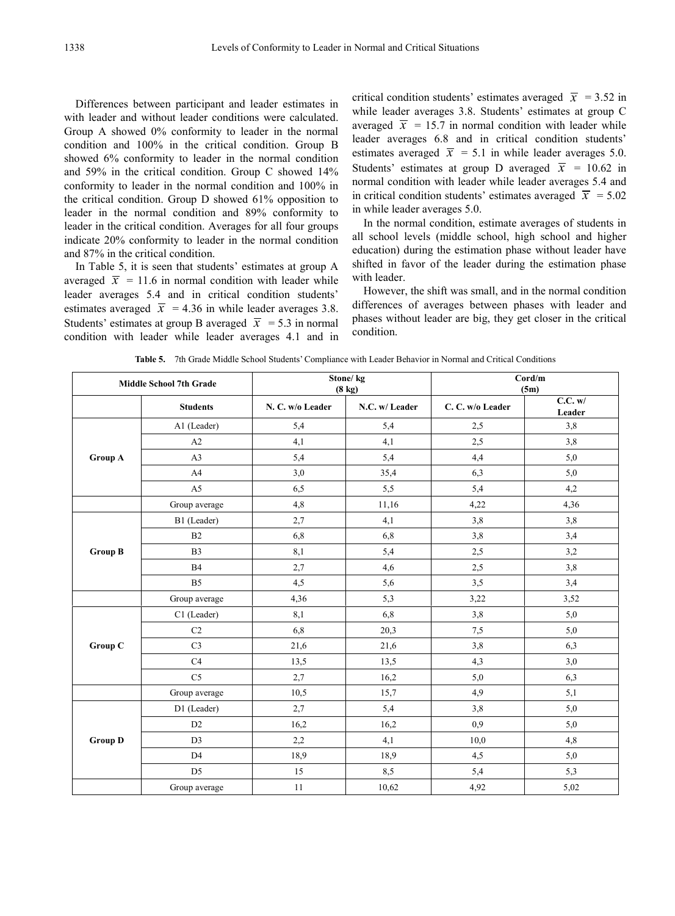Differences between participant and leader estimates in with leader and without leader conditions were calculated. Group A showed 0% conformity to leader in the normal condition and 100% in the critical condition. Group B showed 6% conformity to leader in the normal condition and 59% in the critical condition. Group C showed 14% conformity to leader in the normal condition and 100% in the critical condition. Group D showed 61% opposition to leader in the normal condition and 89% conformity to leader in the critical condition. Averages for all four groups indicate 20% conformity to leader in the normal condition and 87% in the critical condition.

In Table 5, it is seen that students' estimates at group A averaged $\overline{x}$ = 11.6 in normal condition with leader while leader averages 5.4 and in critical condition students' estimates averaged $\overline{x}$ = 4.36 in while leader averages 3.8. Students' estimates at group B averaged $\overline{x}$ = 5.3 in normal condition with leader while leader averages 4.1 and in critical condition students' estimates averaged $\overline{x}$ = 3.52 in while leader averages 3.8. Students' estimates at group C averaged $\overline{x}$ = 15.7 in normal condition with leader while leader averages 6.8 and in critical condition students' estimates averaged $\overline{x}$ = 5.1 in while leader averages 5.0. Students' estimates at group D averaged $\overline{x}$ = 10.62 in normal condition with leader while leader averages 5.4 and in critical condition students' estimates averaged $\overline{x}$ = 5.02 in while leader averages 5.0.

In the normal condition, estimate averages of students in all school levels (middle school, high school and higher education) during the estimation phase without leader have shifted in favor of the leader during the estimation phase with leader.

However, the shift was small, and in the normal condition differences of averages between phases with leader and phases without leader are big, they get closer in the critical condition.

**Table 5.** 7th Grade Middle School Students' Compliance with Leader Behavior in Normal and Critical Conditions

| Middle School 7th Grade | | Stone/ kg (8 kg) | | Cord/m (5m) | |
|---|---|---|---|---|---|
| | **Students** | **N. C. w/o Leader** | **N.C. w/ Leader** | **C. C. w/o Leader** | **C.C. w/ Leader** |
| **Group A** | A1 (Leader) | 5,4 | 5,4 | 2,5 | 3,8 |
| | A2 | 4,1 | 4,1 | 2,5 | 3,8 |
| | A3 | 5,4 | 5,4 | 4,4 | 5,0 |
| | A4 | 3,0 | 35,4 | 6,3 | 5,0 |
| | A5 | 6,5 | 5,5 | 5,4 | 4,2 |
| | Group average | 4,8 | 11,16 | 4,22 | 4,36 |
| **Group B** | B1 (Leader) | 2,7 | 4,1 | 3,8 | 3,8 |
| | B2 | 6,8 | 6,8 | 3,8 | 3,4 |
| | B3 | 8,1 | 5,4 | 2,5 | 3,2 |
| | B4 | 2,7 | 4,6 | 2,5 | 3,8 |
| | B5 | 4,5 | 5,6 | 3,5 | 3,4 |
| | Group average | 4,36 | 5,3 | 3,22 | 3,52 |
| **Group C** | C1 (Leader) | 8,1 | 6,8 | 3,8 | 5,0 |
| | C2 | 6,8 | 20,3 | 7,5 | 5,0 |
| | C3 | 21,6 | 21,6 | 3,8 | 6,3 |
| | C4 | 13,5 | 13,5 | 4,3 | 3,0 |
| | C5 | 2,7 | 16,2 | 5,0 | 6,3 |
| | Group average | 10,5 | 15,7 | 4,9 | 5,1 |
| **Group D** | D1 (Leader) | 2,7 | 5,4 | 3,8 | 5,0 |
| | D2 | 16,2 | 16,2 | 0,9 | 5,0 |
| | D3 | 2,2 | 4,1 | 10,0 | 4,8 |
| | D4 | 18,9 | 18,9 | 4,5 | 5,0 |
| | D5 | 15 | 8,5 | 5,4 | 5,3 |
| | Group average | 11 | 10,62 | 4,92 | 5,02 |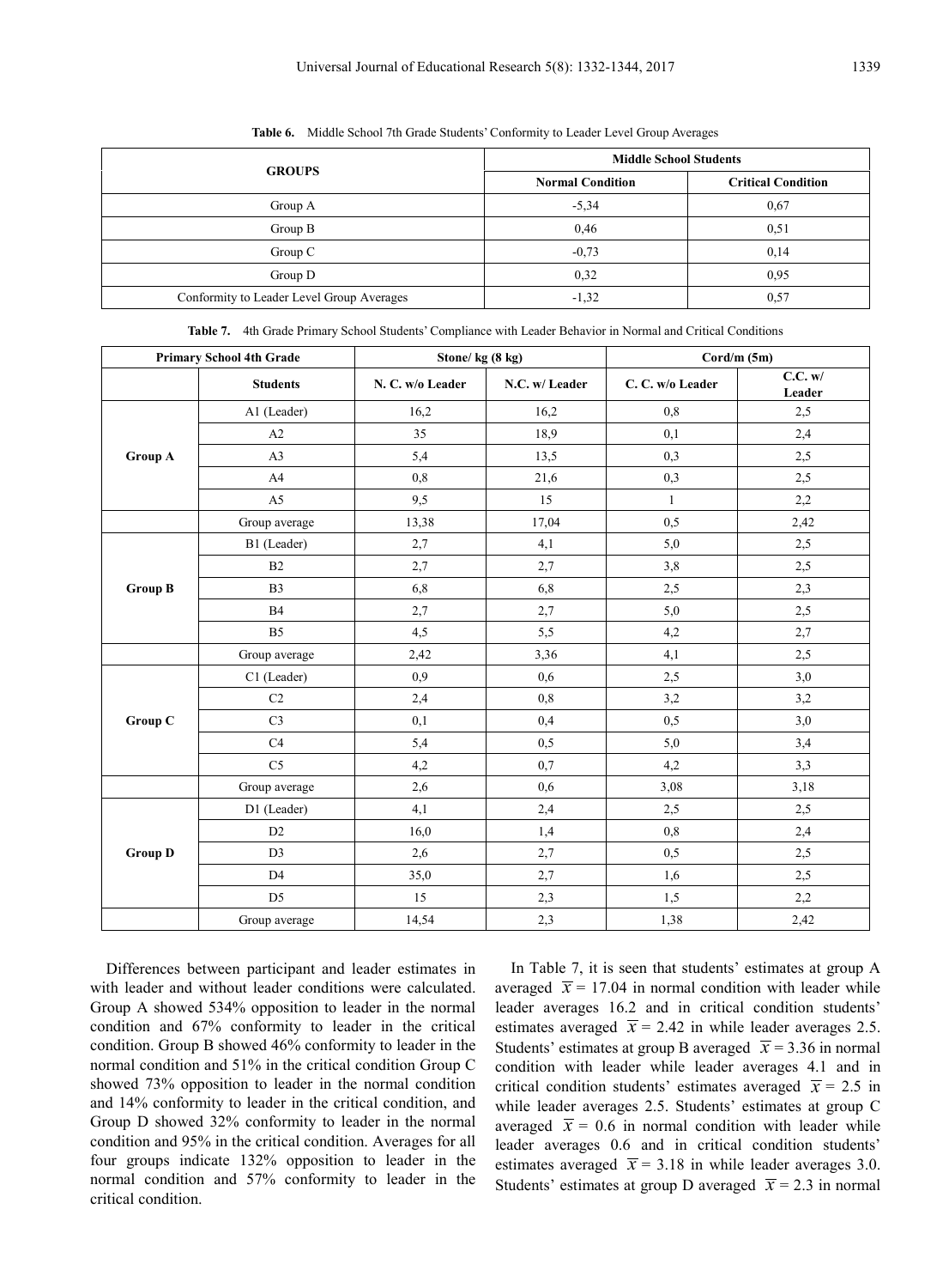**Table 6.** Middle School 7th Grade Students' Conformity to Leader Level Group Averages

| GROUPS | Middle School Students | |
|---|---|---|
| | Normal Condition | Critical Condition |
| Group A | -5,34 | 0,67 |
| Group B | 0,46 | 0,51 |
| Group C | -0,73 | 0,14 |
| Group D | 0,32 | 0,95 |
| Conformity to Leader Level Group Averages | -1,32 | 0,57 |

**Table 7.** 4th Grade Primary School Students' Compliance with Leader Behavior in Normal and Critical Conditions

| Primary School 4th Grade | | Stone/ kg (8 kg) | | Cord/m (5m) | |
|---|---|---|---|---|---|
| | Students | N. C. w/o Leader | N.C. w/ Leader | C. C. w/o Leader | C.C. w/ Leader |
| Group A | A1 (Leader) | 16,2 | 16,2 | 0,8 | 2,5 |
| | A2 | 35 | 18,9 | 0,1 | 2,4 |
| | A3 | 5,4 | 13,5 | 0,3 | 2,5 |
| | A4 | 0,8 | 21,6 | 0,3 | 2,5 |
| | A5 | 9,5 | 15 | 1 | 2,2 |
| | Group average | 13,38 | 17,04 | 0,5 | 2,42 |
| Group B | B1 (Leader) | 2,7 | 4,1 | 5,0 | 2,5 |
| | B2 | 2,7 | 2,7 | 3,8 | 2,5 |
| | B3 | 6,8 | 6,8 | 2,5 | 2,3 |
| | B4 | 2,7 | 2,7 | 5,0 | 2,5 |
| | B5 | 4,5 | 5,5 | 4,2 | 2,7 |
| | Group average | 2,42 | 3,36 | 4,1 | 2,5 |
| Group C | C1 (Leader) | 0,9 | 0,6 | 2,5 | 3,0 |
| | C2 | 2,4 | 0,8 | 3,2 | 3,2 |
| | C3 | 0,1 | 0,4 | 0,5 | 3,0 |
| | C4 | 5,4 | 0,5 | 5,0 | 3,4 |
| | C5 | 4,2 | 0,7 | 4,2 | 3,3 |
| | Group average | 2,6 | 0,6 | 3,08 | 3,18 |
| Group D | D1 (Leader) | 4,1 | 2,4 | 2,5 | 2,5 |
| | D2 | 16,0 | 1,4 | 0,8 | 2,4 |
| | D3 | 2,6 | 2,7 | 0,5 | 2,5 |
| | D4 | 35,0 | 2,7 | 1,6 | 2,5 |
| | D5 | 15 | 2,3 | 1,5 | 2,2 |
| | Group average | 14,54 | 2,3 | 1,38 | 2,42 |

Differences between participant and leader estimates in with leader and without leader conditions were calculated. Group A showed 534% opposition to leader in the normal condition and 67% conformity to leader in the critical condition. Group B showed 46% conformity to leader in the normal condition and 51% in the critical condition Group C showed 73% opposition to leader in the normal condition and 14% conformity to leader in the critical condition, and Group D showed 32% conformity to leader in the normal condition and 95% in the critical condition. Averages for all four groups indicate 132% opposition to leader in the normal condition and 57% conformity to leader in the critical condition.

In Table 7, it is seen that students' estimates at group A averaged $\overline{x} = 17.04$ in normal condition with leader while leader averages 16.2 and in critical condition students' estimates averaged $\overline{x} = 2.42$ in while leader averages 2.5. Students' estimates at group B averaged $\overline{x} = 3.36$ in normal condition with leader while leader averages 4.1 and in critical condition students' estimates averaged $\overline{x} = 2.5$ in while leader averages 2.5. Students' estimates at group C averaged $\overline{x} = 0.6$ in normal condition with leader while leader averages 0.6 and in critical condition students' estimates averaged $\overline{x} = 3.18$ in while leader averages 3.0. Students' estimates at group D averaged $\overline{x} = 2.3$ in normal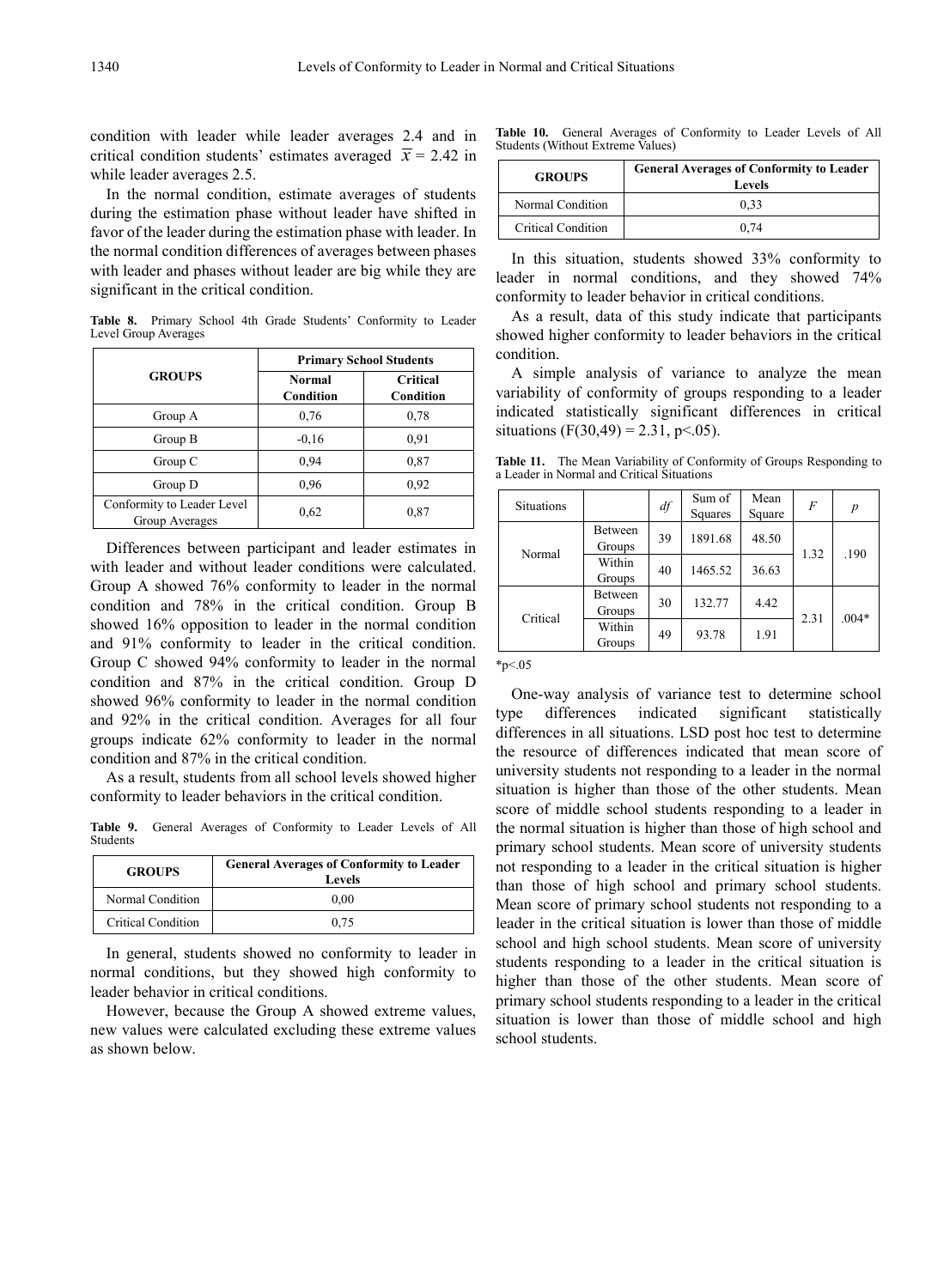condition with leader while leader averages 2.4 and in critical condition students' estimates averaged $\overline{x} = 2.42$ in while leader averages 2.5.

In the normal condition, estimate averages of students during the estimation phase without leader have shifted in favor of the leader during the estimation phase with leader. In the normal condition differences of averages between phases with leader and phases without leader are big while they are significant in the critical condition.

**Table 8.** Primary School 4th Grade Students' Conformity to Leader Level Group Averages

| GROUPS | Primary School Students | |
|---|---|---|
| | **Normal Condition** | **Critical Condition** |
| Group A | 0,76 | 0,78 |
| Group B | -0,16 | 0,91 |
| Group C | 0,94 | 0,87 |
| Group D | 0,96 | 0,92 |
| Conformity to Leader Level Group Averages | 0,62 | 0,87 |

Differences between participant and leader estimates in with leader and without leader conditions were calculated. Group A showed 76% conformity to leader in the normal condition and 78% in the critical condition. Group B showed 16% opposition to leader in the normal condition and 91% conformity to leader in the critical condition. Group C showed 94% conformity to leader in the normal condition and 87% in the critical condition. Group D showed 96% conformity to leader in the normal condition and 92% in the critical condition. Averages for all four groups indicate 62% conformity to leader in the normal condition and 87% in the critical condition.

As a result, students from all school levels showed higher conformity to leader behaviors in the critical condition.

**Table 9.** General Averages of Conformity to Leader Levels of All Students

| GROUPS | General Averages of Conformity to Leader Levels |
|---|---|
| Normal Condition | 0,00 |
| Critical Condition | 0,75 |

In general, students showed no conformity to leader in normal conditions, but they showed high conformity to leader behavior in critical conditions.

However, because the Group A showed extreme values, new values were calculated excluding these extreme values as shown below.

**Table 10.** General Averages of Conformity to Leader Levels of All Students (Without Extreme Values)

| GROUPS | General Averages of Conformity to Leader Levels |
|---|---|
| Normal Condition | 0,33 |
| Critical Condition | 0,74 |

In this situation, students showed 33% conformity to leader in normal conditions, and they showed 74% conformity to leader behavior in critical conditions.

As a result, data of this study indicate that participants showed higher conformity to leader behaviors in the critical condition.

A simple analysis of variance to analyze the mean variability of conformity of groups responding to a leader indicated statistically significant differences in critical situations ($F(30,49) = 2.31$, $p<.05$).

**Table 11.** The Mean Variability of Conformity of Groups Responding to a Leader in Normal and Critical Situations

| Situations | | *df* | Sum of Squares | Mean Square | *F* | *p* |
|---|---|---|---|---|---|---|
| Normal | Between Groups | 39 | 1891.68 | 48.50 | 1.32 | .190 |
| | Within Groups | 40 | 1465.52 | 36.63 | | |
| Critical | Between Groups | 30 | 132.77 | 4.42 | 2.31 | .004* |
| | Within Groups | 49 | 93.78 | 1.91 | | |

*p<.05

One-way analysis of variance test to determine school type differences indicated significant statistically differences in all situations. LSD post hoc test to determine the resource of differences indicated that mean score of university students not responding to a leader in the normal situation is higher than those of the other students. Mean score of middle school students responding to a leader in the normal situation is higher than those of high school and primary school students. Mean score of university students not responding to a leader in the critical situation is higher than those of high school and primary school students. Mean score of primary school students not responding to a leader in the critical situation is lower than those of middle school and high school students. Mean score of university students responding to a leader in the critical situation is higher than those of the other students. Mean score of primary school students responding to a leader in the critical situation is lower than those of middle school and high school students.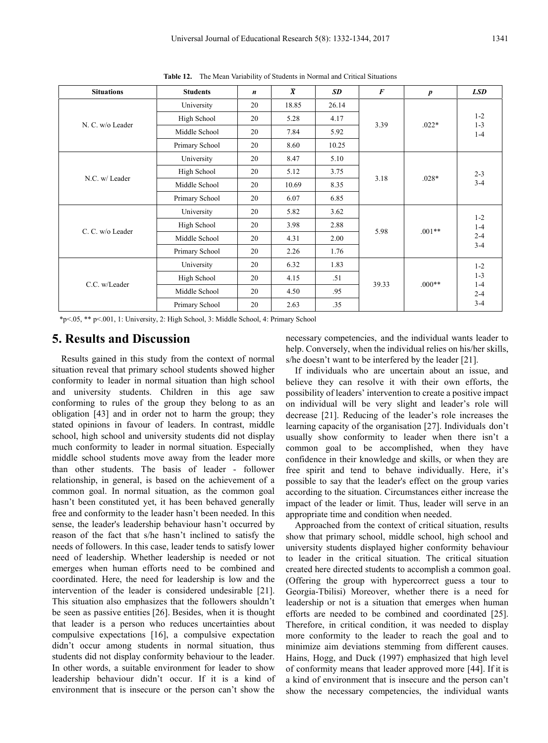**Table 12.** The Mean Variability of Students in Normal and Critical Situations

| Situations | Students | *n* | $\bar{X}$ | *SD* | *F* | *p* | *LSD* |
|---|---|---|---|---|---|---|---|
| N. C. w/o Leader | University | 20 | 18.85 | 26.14 | 3.39 | .022* | 1-2<br>1-3<br>1-4 |
| | High School | 20 | 5.28 | 4.17 | | | |
| | Middle School | 20 | 7.84 | 5.92 | | | |
| | Primary School | 20 | 8.60 | 10.25 | | | |
| N.C. w/ Leader | University | 20 | 8.47 | 5.10 | 3.18 | .028* | 2-3<br>3-4 |
| | High School | 20 | 5.12 | 3.75 | | | |
| | Middle School | 20 | 10.69 | 8.35 | | | |
| | Primary School | 20 | 6.07 | 6.85 | | | |
| C. C. w/o Leader | University | 20 | 5.82 | 3.62 | 5.98 | .001** | 1-2<br>1-4<br>2-4<br>3-4 |
| | High School | 20 | 3.98 | 2.88 | | | |
| | Middle School | 20 | 4.31 | 2.00 | | | |
| | Primary School | 20 | 2.26 | 1.76 | | | |
| C.C. w/Leader | University | 20 | 6.32 | 1.83 | 39.33 | .000** | 1-2<br>1-3<br>1-4<br>2-4<br>3-4 |
| | High School | 20 | 4.15 | .51 | | | |
| | Middle School | 20 | 4.50 | .95 | | | |
| | Primary School | 20 | 2.63 | .35 | | | |

*p<.05, ** p<.001, 1: University, 2: High School, 3: Middle School, 4: Primary School

## 5. Results and Discussion

Results gained in this study from the context of normal situation reveal that primary school students showed higher conformity to leader in normal situation than high school and university students. Children in this age saw conforming to rules of the group they belong to as an obligation [43] and in order not to harm the group; they stated opinions in favour of leaders. In contrast, middle school, high school and university students did not display much conformity to leader in normal situation. Especially middle school students move away from the leader more than other students. The basis of leader - follower relationship, in general, is based on the achievement of a common goal. In normal situation, as the common goal hasn't been constituted yet, it has been behaved generally free and conformity to the leader hasn't been needed. In this sense, the leader's leadership behaviour hasn't occurred by reason of the fact that s/he hasn't inclined to satisfy the needs of followers. In this case, leader tends to satisfy lower need of leadership. Whether leadership is needed or not emerges when human efforts need to be combined and coordinated. Here, the need for leadership is low and the intervention of the leader is considered undesirable [21]. This situation also emphasizes that the followers shouldn't be seen as passive entities [26]. Besides, when it is thought that leader is a person who reduces uncertainties about compulsive expectations [16], a compulsive expectation didn't occur among students in normal situation, thus students did not display conformity behaviour to the leader. In other words, a suitable environment for leader to show leadership behaviour didn't occur. If it is a kind of environment that is insecure or the person can't show the necessary competencies, and the individual wants leader to help. Conversely, when the individual relies on his/her skills, s/he doesn't want to be interfered by the leader [21].

If individuals who are uncertain about an issue, and believe they can resolve it with their own efforts, the possibility of leaders' intervention to create a positive impact on individual will be very slight and leader's role will decrease [21]. Reducing of the leader's role increases the learning capacity of the organisation [27]. Individuals don't usually show conformity to leader when there isn't a common goal to be accomplished, when they have confidence in their knowledge and skills, or when they are free spirit and tend to behave individually. Here, it's possible to say that the leader's effect on the group varies according to the situation. Circumstances either increase the impact of the leader or limit. Thus, leader will serve in an appropriate time and condition when needed.

Approached from the context of critical situation, results show that primary school, middle school, high school and university students displayed higher conformity behaviour to leader in the critical situation. The critical situation created here directed students to accomplish a common goal. (Offering the group with hypercorrect guess a tour to Georgia-Tbilisi) Moreover, whether there is a need for leadership or not is a situation that emerges when human efforts are needed to be combined and coordinated [25]. Therefore, in critical condition, it was needed to display more conformity to the leader to reach the goal and to minimize aim deviations stemming from different causes. Hains, Hogg, and Duck (1997) emphasized that high level of conformity means that leader approved more [44]. If it is a kind of environment that is insecure and the person can't show the necessary competencies, the individual wants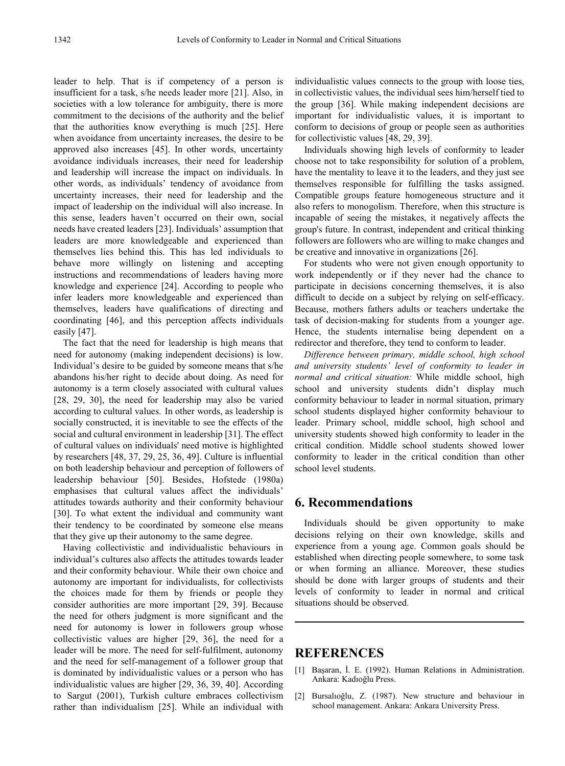leader to help. That is if competency of a person is insufficient for a task, s/he needs leader more [21]. Also, in societies with a low tolerance for ambiguity, there is more commitment to the decisions of the authority and the belief that the authorities know everything is much [25]. Here when avoidance from uncertainty increases, the desire to be approved also increases [45]. In other words, uncertainty avoidance individuals increases, their need for leadership and leadership will increase the impact on individuals. In other words, as individuals' tendency of avoidance from uncertainty increases, their need for leadership and the impact of leadership on the individual will also increase. In this sense, leaders haven't occurred on their own, social needs have created leaders [23]. Individuals' assumption that leaders are more knowledgeable and experienced than themselves lies behind this. This has led individuals to behave more willingly on listening and accepting instructions and recommendations of leaders having more knowledge and experience [24]. According to people who infer leaders more knowledgeable and experienced than themselves, leaders have qualifications of directing and coordinating [46], and this perception affects individuals easily [47].

The fact that the need for leadership is high means that need for autonomy (making independent decisions) is low. Individual's desire to be guided by someone means that s/he abandons his/her right to decide about doing. As need for autonomy is a term closely associated with cultural values [28, 29, 30], the need for leadership may also be varied according to cultural values. In other words, as leadership is socially constructed, it is inevitable to see the effects of the social and cultural environment in leadership [31]. The effect of cultural values on individuals' need motive is highlighted by researchers [48, 37, 29, 25, 36, 49]. Culture is influential on both leadership behaviour and perception of followers of leadership behaviour [50]. Besides, Hofstede (1980a) emphasises that cultural values affect the individuals' attitudes towards authority and their conformity behaviour [30]. To what extent the individual and community want their tendency to be coordinated by someone else means that they give up their autonomy to the same degree.

Having collectivistic and individualistic behaviours in individual's cultures also affects the attitudes towards leader and their conformity behaviour. While their own choice and autonomy are important for individualists, for collectivists the choices made for them by friends or people they consider authorities are more important [29, 39]. Because the need for others judgment is more significant and the need for autonomy is lower in followers group whose collectivistic values are higher [29, 36], the need for a leader will be more. The need for self-fulfilment, autonomy and the need for self-management of a follower group that is dominated by individualistic values or a person who has individualistic values are higher [29, 36, 39, 40]. According to Sargut (2001), Turkish culture embraces collectivism rather than individualism [25]. While an individual with individualistic values connects to the group with loose ties, in collectivistic values, the individual sees him/herself tied to the group [36]. While making independent decisions are important for individualistic values, it is important to conform to decisions of group or people seen as authorities for collectivistic values [48, 29, 39].

Individuals showing high levels of conformity to leader choose not to take responsibility for solution of a problem, have the mentality to leave it to the leaders, and they just see themselves responsible for fulfilling the tasks assigned. Compatible groups feature homogeneous structure and it also refers to monogolism. Therefore, when this structure is incapable of seeing the mistakes, it negatively affects the group's future. In contrast, independent and critical thinking followers are followers who are willing to make changes and be creative and innovative in organizations [26].

For students who were not given enough opportunity to work independently or if they never had the chance to participate in decisions concerning themselves, it is also difficult to decide on a subject by relying on self-efficacy. Because, mothers fathers adults or teachers undertake the task of decision-making for students from a younger age. Hence, the students internalise being dependent on a redirector and therefore, they tend to conform to leader.

*Difference between primary, middle school, high school and university students' level of conformity to leader in normal and critical situation:* While middle school, high school and university students didn't display much conformity behaviour to leader in normal situation, primary school students displayed higher conformity behaviour to leader. Primary school, middle school, high school and university students showed high conformity to leader in the critical condition. Middle school students showed lower conformity to leader in the critical condition than other school level students.

## 6. Recommendations

Individuals should be given opportunity to make decisions relying on their own knowledge, skills and experience from a young age. Common goals should be established when directing people somewhere, to some task or when forming an alliance. Moreover, these studies should be done with larger groups of students and their levels of conformity to leader in normal and critical situations should be observed.

## REFERENCES

[1] Başaran, İ. E. (1992). Human Relations in Administration. Ankara: Kadıoğlu Press.

[2] Bursalıoğlu, Z. (1987). New structure and behaviour in school management. Ankara: Ankara University Press.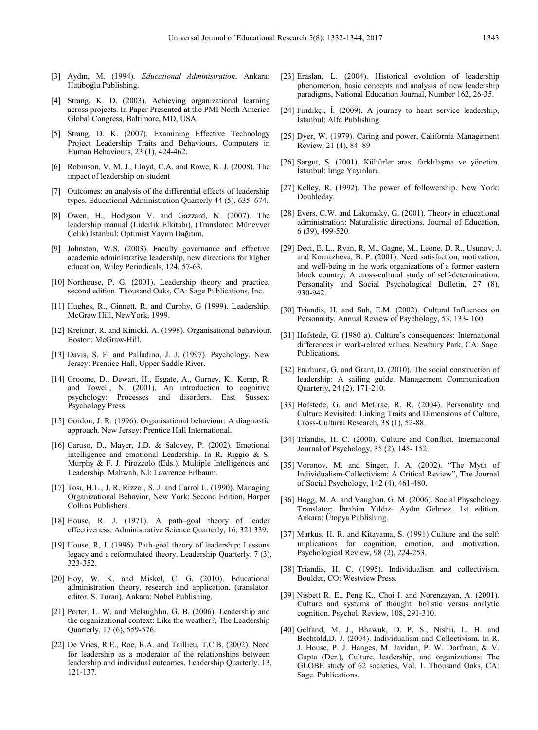[3] Aydın, M. (1994). *Educational Administration*. Ankara: Hatiboğlu Publishing.

[4] Strang, K. D. (2003). Achieving organizational learning across projects. In Paper Presented at the PMI North America Global Congress, Baltimore, MD, USA.

[5] Strang, D. K. (2007). Examining Effective Technology Project Leadership Traits and Behaviours, Computers in Human Behaviours, 23 (1), 424-462.

[6] Robinson, V. M. J., Lloyd, C.A. and Rowe, K. J. (2008). The ımpact of leadership on student

[7] Outcomes: an analysis of the differential effects of leadership types. Educational Administration Quarterly 44 (5), 635–674.

[8] Owen, H., Hodgson V. and Gazzard, N. (2007). The leadership manual (Liderlik Elkitabı), (Translator: Münevver Çelik) İstanbul: Optimist Yayım Dağıtım.

[9] Johnston, W.S. (2003). Faculty governance and effective academic administrative leadership, new directions for higher education, Wiley Periodicals, 124, 57-63.

[10] Northouse, P. G. (2001). Leadership theory and practice, second edition. Thousand Oaks, CA: Sage Publications, Inc.

[11] Hughes, R., Ginnett, R. and Curphy, G (1999). Leadership, McGraw Hill, NewYork, 1999.

[12] Kreitner, R. and Kinicki, A. (1998). Organisational behaviour. Boston: McGraw-Hill.

[13] Davis, S. F. and Palladino, J. J. (1997). Psychology. New Jersey: Prentice Hall, Upper Saddle River.

[14] Groome, D., Dewart, H., Esgate, A., Gurney, K., Kemp, R. and Towell, N. (2001). An introduction to cognitive psychology: Processes and disorders. East Sussex: Psychology Press.

[15] Gordon, J. R. (1996). Organisational behaviour: A diagnostic approach. New Jersey: Prentice Hall International.

[16] Caruso, D., Mayer, J.D. & Salovey, P. (2002). Emotional intelligence and emotional Leadership. In R. Riggio & S. Murphy & F. J. Pirozzolo (Eds.). Multiple Intelligences and Leadership. Mahwah, NJ: Lawrence Erlbaum.

[17] Tosı, H.L., J. R. Rizzo , S. J. and Carrol L. (1990). Managing Organizational Behavior, New York: Second Edition, Harper Collins Publishers.

[18] House, R. J. (1971). A path–goal theory of leader effectiveness. Administrative Science Quarterly, 16, 321 339.

[19] House, R, J. (1996). Path-goal theory of leadership: Lessons legacy and a reformulated theory. Leadership Quarterly. 7 (3), 323-352.

[20] Hoy, W. K. and Miskel, C. G. (2010). Educational administration theory, research and application. (translator. editor. S. Turan). Ankara: Nobel Publishing.

[21] Porter, L. W. and Mclaughlın, G. B. (2006). Leadership and the organizational context: Like the weather?, The Leadership Quarterly, 17 (6), 559-576.

[22] De Vries, R.E., Roe, R.A. and Taillieu, T.C.B. (2002). Need for leadership as a moderator of the relationships between leadership and individual outcomes. Leadership Quarterly. 13, 121-137.

[23] Eraslan, L. (2004). Historical evolution of leadership phenomenon, basic concepts and analysis of new leadership paradigms, National Education Journal, Number 162, 26-35.

[24] Fındıkçı, İ. (2009). A journey to heart service leadership, İstanbul: Alfa Publishing.

[25] Dyer, W. (1979). Caring and power, California Management Review, 21 (4), 84–89

[26] Sargut, S. (2001). Kültürler arası farklılaşma ve yönetim. İstanbul: İmge Yayınları.

[27] Kelley, R. (1992). The power of followership. New York: Doubleday.

[28] Evers, C.W. and Lakomsky, G. (2001). Theory in educational administration: Naturalistic directions, Journal of Education, 6 (39), 499-520.

[29] Deci, E. L., Ryan, R. M., Gagne, M., Leone, D. R., Usunov, J. and Kornazheva, B. P. (2001). Need satisfaction, motivation, and well-being in the work organizations of a former eastern block country: A cross-cultural study of self-determination. Personality and Social Psychological Bulletin, 27 (8), 930-942.

[30] Triandis, H. and Suh, E.M. (2002). Cultural Influences on Personality. Annual Review of Psychology, 53, 133- 160.

[31] Hofstede, G. (1980 a). Culture's consequences: International differences in work-related values. Newbury Park, CA: Sage. Publications.

[32] Fairhurst, G. and Grant, D. (2010). The social construction of leadership: A sailing guide. Management Communication Quarterly, 24 (2), 171-210.

[33] Hofstede, G. and McCrae, R. R. (2004). Personality and Culture Revisited: Linking Traits and Dimensions of Culture, Cross-Cultural Research, 38 (1), 52-88.

[34] Triandis, H. C. (2000). Culture and Conflict, International Journal of Psychology, 35 (2), 145- 152.

[35] Voronov, M. and Singer, J. A. (2002). "The Myth of Individualism-Collectivism: A Critical Review", The Journal of Social Psychology, 142 (4), 461-480.

[36] Hogg, M. A. and Vaughan, G. M. (2006). Social Physchology. Translator: İbrahim Yıldız- Aydın Gelmez. 1st edition. Ankara: Ütopya Publishing.

[37] Markus, H. R. and Kitayama, S. (1991) Culture and the self: ımplications for cognition, emotion, and motivation. Psychological Review, 98 (2), 224-253.

[38] Triandis, H. C. (1995). Individualism and collectivism. Boulder, CO: Westview Press.

[39] Nisbett R. E., Peng K., Choi I. and Norenzayan, A. (2001). Culture and systems of thought: holistic versus analytic cognition. Psychol. Review, 108, 291-310.

[40] Gelfand, M. J., Bhawuk, D. P. S., Nishii, L. H. and Bechtold,D. J. (2004). Individualism and Collectivism. In R. J. House, P. J. Hanges, M. Javidan, P. W. Dorfman, & V. Gupta (Der.), Culture, leadership, and organizations: The GLOBE study of 62 societies, Vol. 1. Thousand Oaks, CA: Sage. Publications.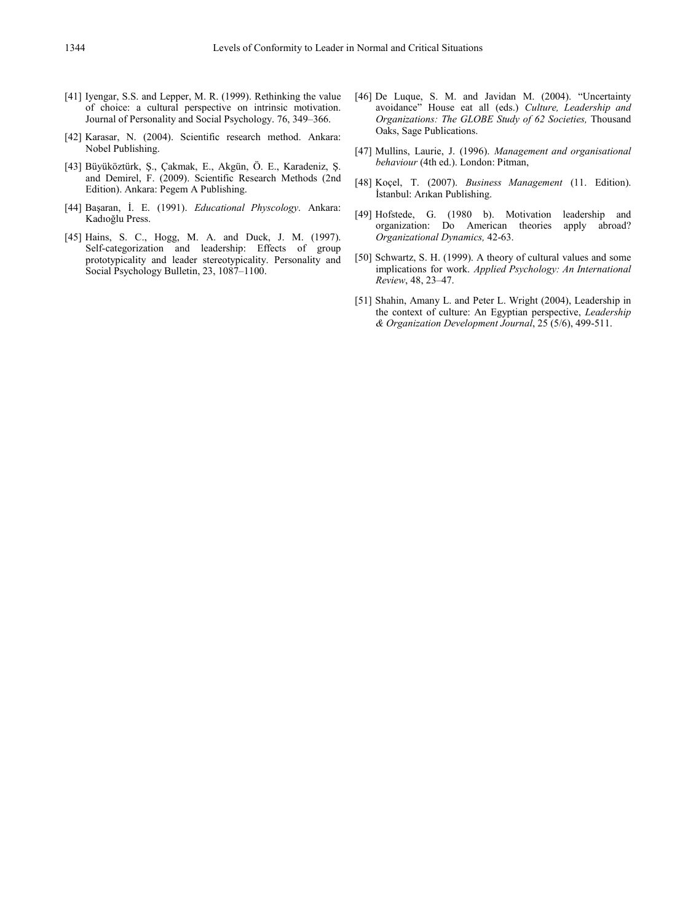[41] Iyengar, S.S. and Lepper, M. R. (1999). Rethinking the value of choice: a cultural perspective on intrinsic motivation. Journal of Personality and Social Psychology. 76, 349–366.

[42] Karasar, N. (2004). Scientific research method. Ankara: Nobel Publishing.

[43] Büyüköztürk, Ş., Çakmak, E., Akgün, Ö. E., Karadeniz, Ş. and Demirel, F. (2009). Scientific Research Methods (2nd Edition). Ankara: Pegem A Publishing.

[44] Başaran, İ. E. (1991). *Educational Physcology*. Ankara: Kadıoğlu Press.

[45] Hains, S. C., Hogg, M. A. and Duck, J. M. (1997). Self-categorization and leadership: Effects of group prototypicality and leader stereotypicality. Personality and Social Psychology Bulletin, 23, 1087–1100.

[46] De Luque, S. M. and Javidan M. (2004). "Uncertainty avoidance" House eat all (eds.) *Culture, Leadership and Organizations: The GLOBE Study of 62 Societies,* Thousand Oaks, Sage Publications.

[47] Mullins, Laurie, J. (1996). *Management and organisational behaviour* (4th ed.). London: Pitman,

[48] Koçel, T. (2007). *Business Management* (11. Edition). İstanbul: Arıkan Publishing.

[49] Hofstede, G. (1980 b). Motivation leadership and organization: Do American theories apply abroad? *Organizational Dynamics,* 42-63.

[50] Schwartz, S. H. (1999). A theory of cultural values and some implications for work. *Applied Psychology: An International Review*, 48, 23–47.

[51] Shahin, Amany L. and Peter L. Wright (2004), Leadership in the context of culture: An Egyptian perspective, *Leadership & Organization Development Journal*, 25 (5/6), 499-511.